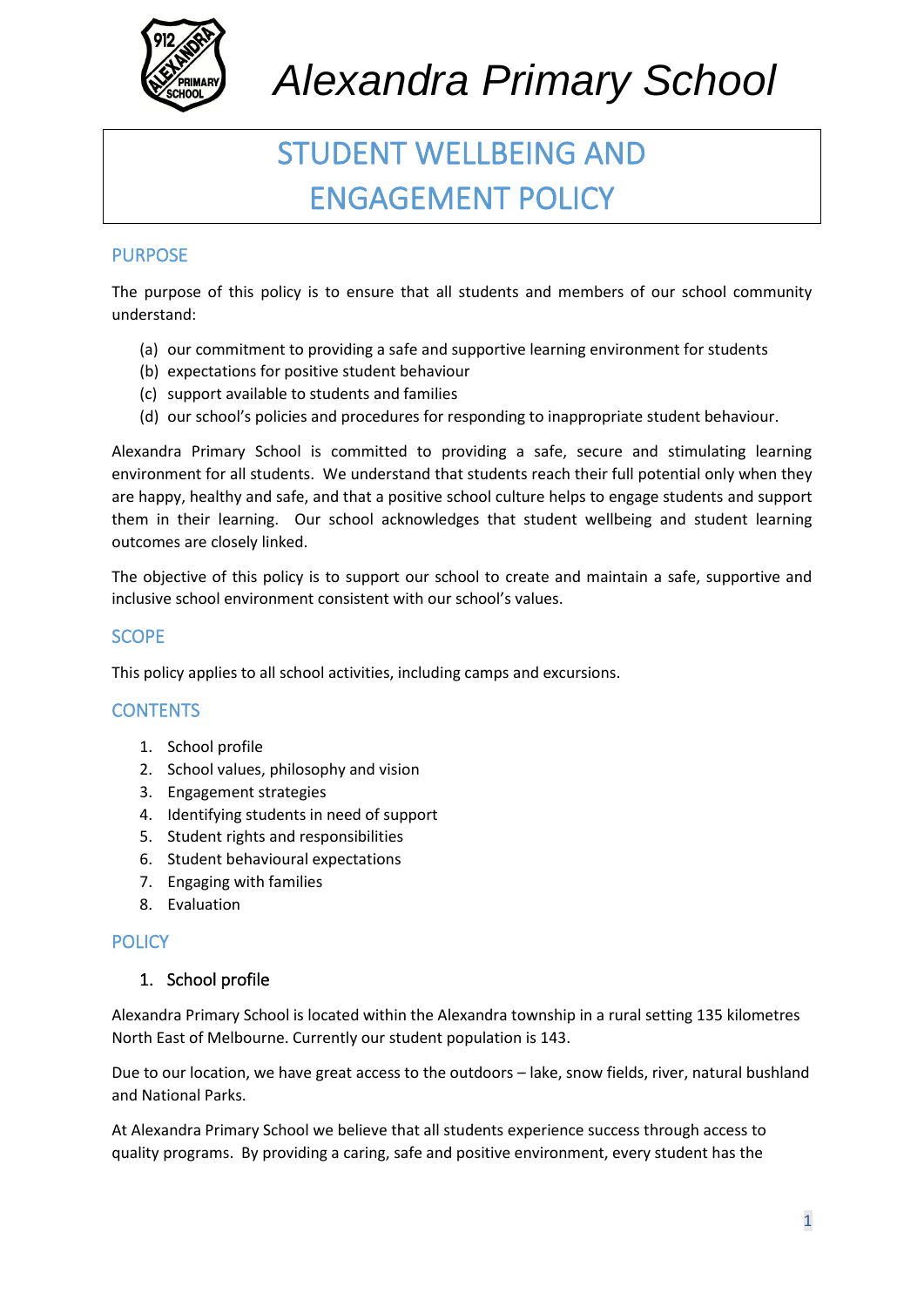*Alexandra Primary School*

# STUDENT WELLBEING AND ENGAGEMENT POLICY

## PURPOSE

The purpose of this policy is to ensure that all students and members of our school community understand:

(a) our commitment to providing a safe and supportive learning environment for students
(b) expectations for positive student behaviour
(c) support available to students and families
(d) our school's policies and procedures for responding to inappropriate student behaviour.

Alexandra Primary School is committed to providing a safe, secure and stimulating learning environment for all students. We understand that students reach their full potential only when they are happy, healthy and safe, and that a positive school culture helps to engage students and support them in their learning. Our school acknowledges that student wellbeing and student learning outcomes are closely linked.

The objective of this policy is to support our school to create and maintain a safe, supportive and inclusive school environment consistent with our school's values.

## SCOPE

This policy applies to all school activities, including camps and excursions.

## CONTENTS

1. School profile
2. School values, philosophy and vision
3. Engagement strategies
4. Identifying students in need of support
5. Student rights and responsibilities
6. Student behavioural expectations
7. Engaging with families
8. Evaluation

## POLICY

### 1. School profile

Alexandra Primary School is located within the Alexandra township in a rural setting 135 kilometres North East of Melbourne. Currently our student population is 143.

Due to our location, we have great access to the outdoors – lake, snow fields, river, natural bushland and National Parks.

At Alexandra Primary School we believe that all students experience success through access to quality programs. By providing a caring, safe and positive environment, every student has the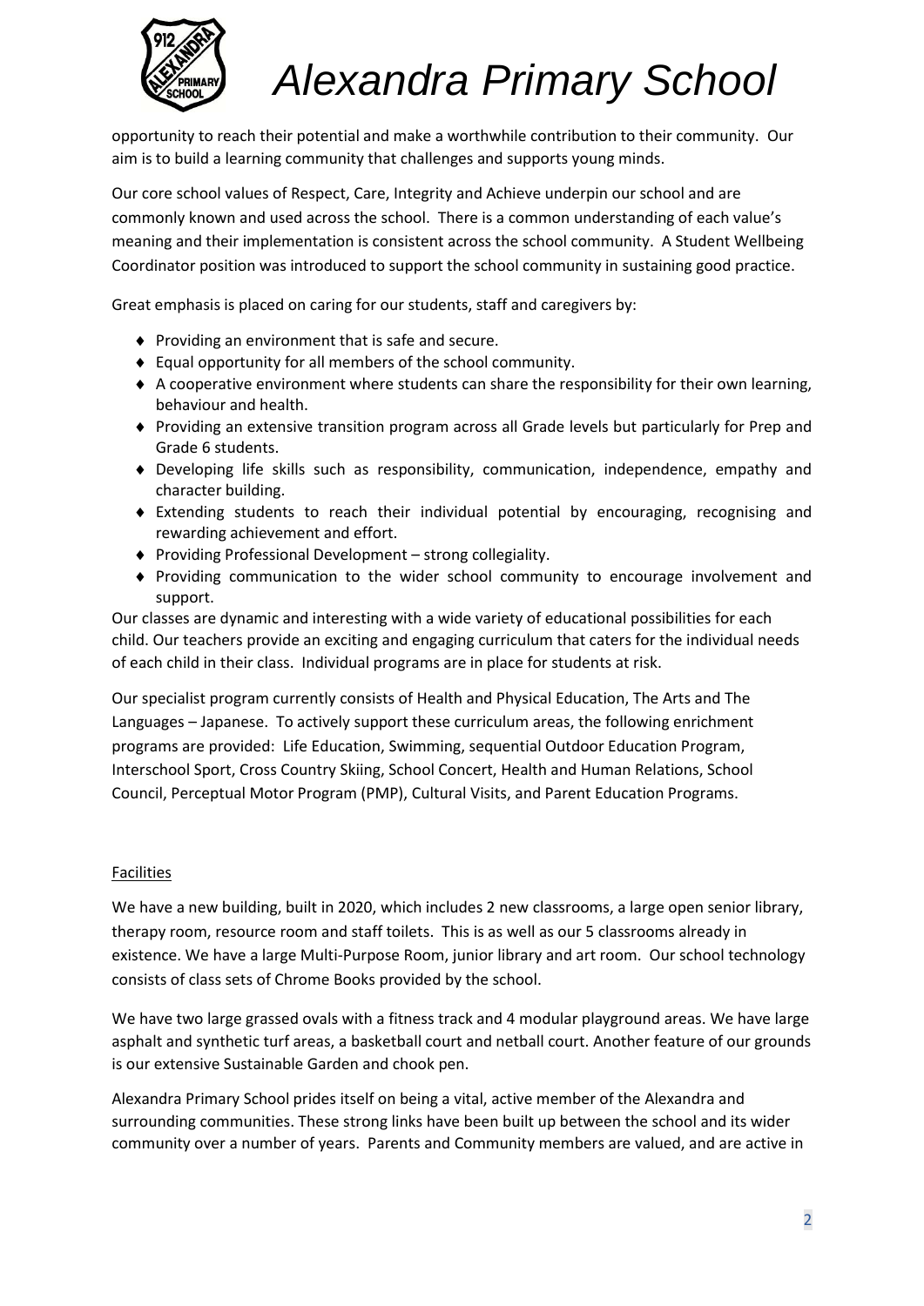opportunity to reach their potential and make a worthwhile contribution to their community. Our aim is to build a learning community that challenges and supports young minds.

Our core school values of Respect, Care, Integrity and Achieve underpin our school and are commonly known and used across the school. There is a common understanding of each value's meaning and their implementation is consistent across the school community. A Student Wellbeing Coordinator position was introduced to support the school community in sustaining good practice.

Great emphasis is placed on caring for our students, staff and caregivers by:

- Providing an environment that is safe and secure.
- Equal opportunity for all members of the school community.
- A cooperative environment where students can share the responsibility for their own learning, behaviour and health.
- Providing an extensive transition program across all Grade levels but particularly for Prep and Grade 6 students.
- Developing life skills such as responsibility, communication, independence, empathy and character building.
- Extending students to reach their individual potential by encouraging, recognising and rewarding achievement and effort.
- Providing Professional Development – strong collegiality.
- Providing communication to the wider school community to encourage involvement and support.

Our classes are dynamic and interesting with a wide variety of educational possibilities for each child. Our teachers provide an exciting and engaging curriculum that caters for the individual needs of each child in their class. Individual programs are in place for students at risk.

Our specialist program currently consists of Health and Physical Education, The Arts and The Languages – Japanese. To actively support these curriculum areas, the following enrichment programs are provided: Life Education, Swimming, sequential Outdoor Education Program, Interschool Sport, Cross Country Skiing, School Concert, Health and Human Relations, School Council, Perceptual Motor Program (PMP), Cultural Visits, and Parent Education Programs.

## Facilities

We have a new building, built in 2020, which includes 2 new classrooms, a large open senior library, therapy room, resource room and staff toilets. This is as well as our 5 classrooms already in existence. We have a large Multi-Purpose Room, junior library and art room. Our school technology consists of class sets of Chrome Books provided by the school.

We have two large grassed ovals with a fitness track and 4 modular playground areas. We have large asphalt and synthetic turf areas, a basketball court and netball court. Another feature of our grounds is our extensive Sustainable Garden and chook pen.

Alexandra Primary School prides itself on being a vital, active member of the Alexandra and surrounding communities. These strong links have been built up between the school and its wider community over a number of years. Parents and Community members are valued, and are active in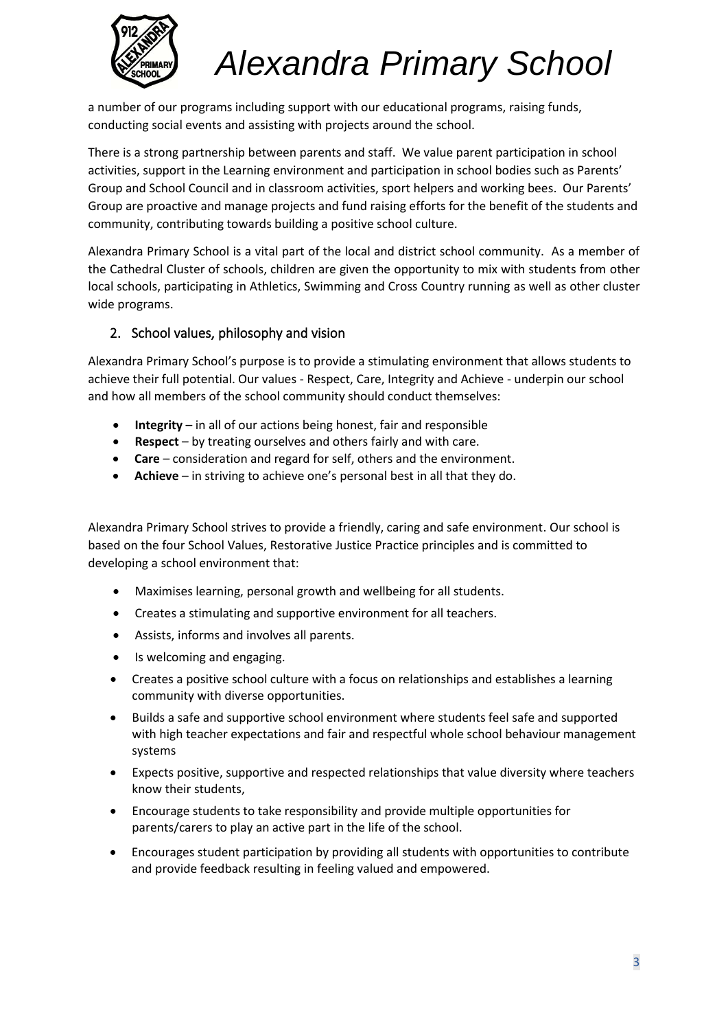a number of our programs including support with our educational programs, raising funds, conducting social events and assisting with projects around the school.

There is a strong partnership between parents and staff. We value parent participation in school activities, support in the Learning environment and participation in school bodies such as Parents' Group and School Council and in classroom activities, sport helpers and working bees. Our Parents' Group are proactive and manage projects and fund raising efforts for the benefit of the students and community, contributing towards building a positive school culture.

Alexandra Primary School is a vital part of the local and district school community. As a member of the Cathedral Cluster of schools, children are given the opportunity to mix with students from other local schools, participating in Athletics, Swimming and Cross Country running as well as other cluster wide programs.

## 2. School values, philosophy and vision

Alexandra Primary School's purpose is to provide a stimulating environment that allows students to achieve their full potential. Our values - Respect, Care, Integrity and Achieve - underpin our school and how all members of the school community should conduct themselves:

- **Integrity** – in all of our actions being honest, fair and responsible
- **Respect** – by treating ourselves and others fairly and with care.
- **Care** – consideration and regard for self, others and the environment.
- **Achieve** – in striving to achieve one's personal best in all that they do.

Alexandra Primary School strives to provide a friendly, caring and safe environment. Our school is based on the four School Values, Restorative Justice Practice principles and is committed to developing a school environment that:

- Maximises learning, personal growth and wellbeing for all students.
- Creates a stimulating and supportive environment for all teachers.
- Assists, informs and involves all parents.
- Is welcoming and engaging.
- Creates a positive school culture with a focus on relationships and establishes a learning community with diverse opportunities.
- Builds a safe and supportive school environment where students feel safe and supported with high teacher expectations and fair and respectful whole school behaviour management systems
- Expects positive, supportive and respected relationships that value diversity where teachers know their students,
- Encourage students to take responsibility and provide multiple opportunities for parents/carers to play an active part in the life of the school.
- Encourages student participation by providing all students with opportunities to contribute and provide feedback resulting in feeling valued and empowered.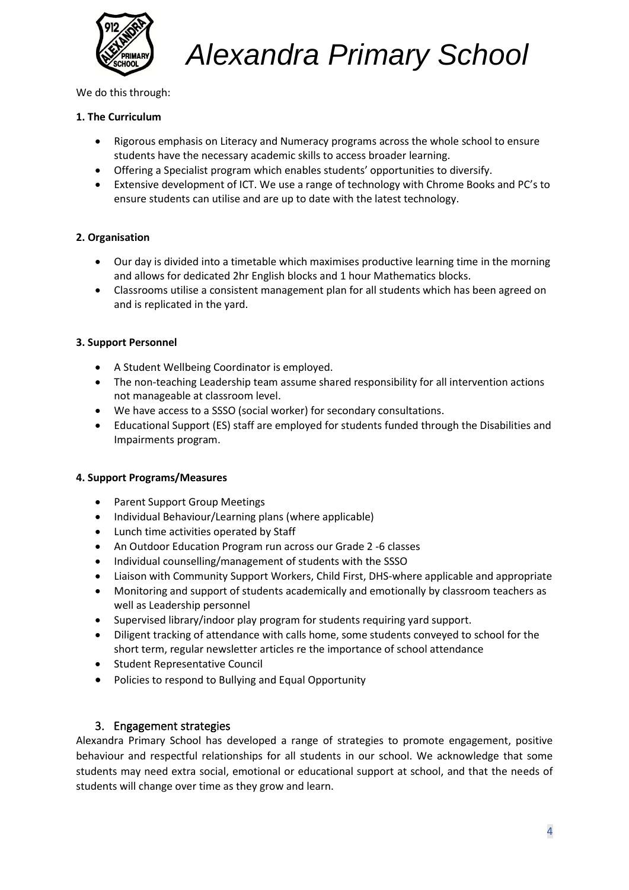We do this through:

**1. The Curriculum**

- Rigorous emphasis on Literacy and Numeracy programs across the whole school to ensure students have the necessary academic skills to access broader learning.
- Offering a Specialist program which enables students' opportunities to diversify.
- Extensive development of ICT. We use a range of technology with Chrome Books and PC's to ensure students can utilise and are up to date with the latest technology.

**2. Organisation**

- Our day is divided into a timetable which maximises productive learning time in the morning and allows for dedicated 2hr English blocks and 1 hour Mathematics blocks.
- Classrooms utilise a consistent management plan for all students which has been agreed on and is replicated in the yard.

**3. Support Personnel**

- A Student Wellbeing Coordinator is employed.
- The non-teaching Leadership team assume shared responsibility for all intervention actions not manageable at classroom level.
- We have access to a SSSO (social worker) for secondary consultations.
- Educational Support (ES) staff are employed for students funded through the Disabilities and Impairments program.

**4. Support Programs/Measures**

- Parent Support Group Meetings
- Individual Behaviour/Learning plans (where applicable)
- Lunch time activities operated by Staff
- An Outdoor Education Program run across our Grade 2 -6 classes
- Individual counselling/management of students with the SSSO
- Liaison with Community Support Workers, Child First, DHS-where applicable and appropriate
- Monitoring and support of students academically and emotionally by classroom teachers as well as Leadership personnel
- Supervised library/indoor play program for students requiring yard support.
- Diligent tracking of attendance with calls home, some students conveyed to school for the short term, regular newsletter articles re the importance of school attendance
- Student Representative Council
- Policies to respond to Bullying and Equal Opportunity

## 3. Engagement strategies

Alexandra Primary School has developed a range of strategies to promote engagement, positive behaviour and respectful relationships for all students in our school. We acknowledge that some students may need extra social, emotional or educational support at school, and that the needs of students will change over time as they grow and learn.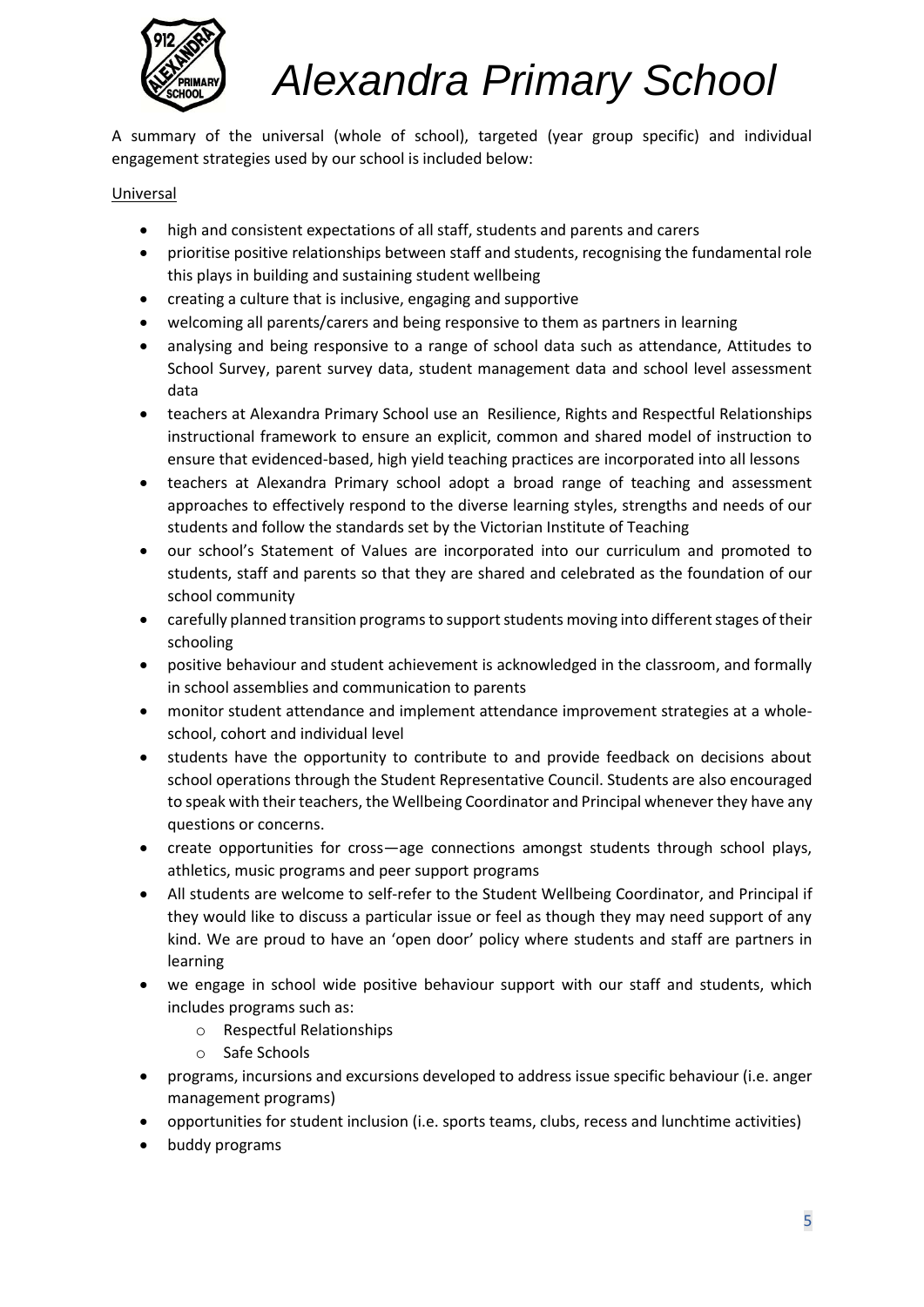A summary of the universal (whole of school), targeted (year group specific) and individual engagement strategies used by our school is included below:

Universal

- high and consistent expectations of all staff, students and parents and carers
- prioritise positive relationships between staff and students, recognising the fundamental role this plays in building and sustaining student wellbeing
- creating a culture that is inclusive, engaging and supportive
- welcoming all parents/carers and being responsive to them as partners in learning
- analysing and being responsive to a range of school data such as attendance, Attitudes to School Survey, parent survey data, student management data and school level assessment data
- teachers at Alexandra Primary School use an Resilience, Rights and Respectful Relationships instructional framework to ensure an explicit, common and shared model of instruction to ensure that evidenced-based, high yield teaching practices are incorporated into all lessons
- teachers at Alexandra Primary school adopt a broad range of teaching and assessment approaches to effectively respond to the diverse learning styles, strengths and needs of our students and follow the standards set by the Victorian Institute of Teaching
- our school's Statement of Values are incorporated into our curriculum and promoted to students, staff and parents so that they are shared and celebrated as the foundation of our school community
- carefully planned transition programs to support students moving into different stages of their schooling
- positive behaviour and student achievement is acknowledged in the classroom, and formally in school assemblies and communication to parents
- monitor student attendance and implement attendance improvement strategies at a whole-school, cohort and individual level
- students have the opportunity to contribute to and provide feedback on decisions about school operations through the Student Representative Council. Students are also encouraged to speak with their teachers, the Wellbeing Coordinator and Principal whenever they have any questions or concerns.
- create opportunities for cross—age connections amongst students through school plays, athletics, music programs and peer support programs
- All students are welcome to self-refer to the Student Wellbeing Coordinator, and Principal if they would like to discuss a particular issue or feel as though they may need support of any kind. We are proud to have an 'open door' policy where students and staff are partners in learning
- we engage in school wide positive behaviour support with our staff and students, which includes programs such as:
  - Respectful Relationships
  - Safe Schools
- programs, incursions and excursions developed to address issue specific behaviour (i.e. anger management programs)
- opportunities for student inclusion (i.e. sports teams, clubs, recess and lunchtime activities)
- buddy programs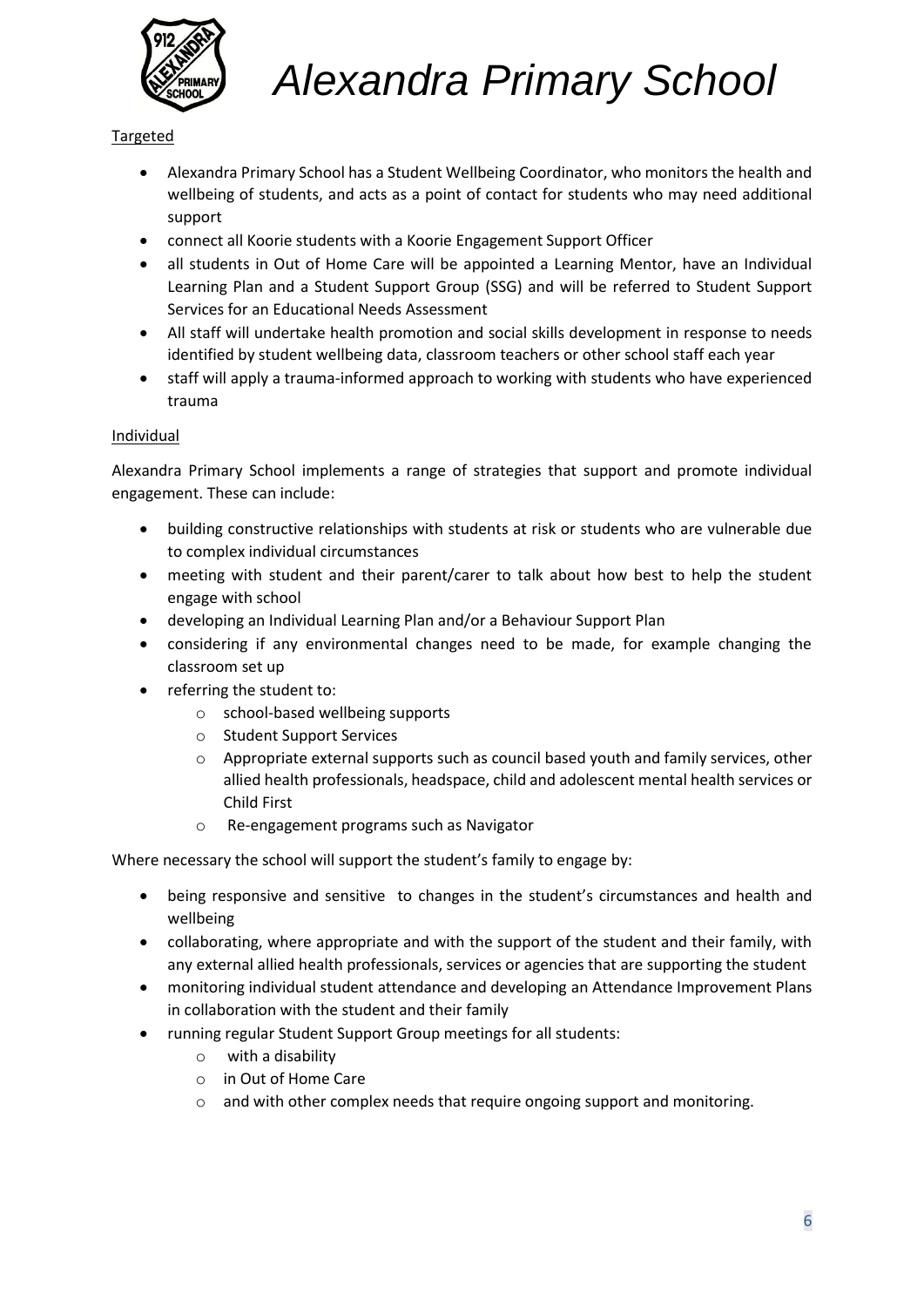Targeted

- Alexandra Primary School has a Student Wellbeing Coordinator, who monitors the health and wellbeing of students, and acts as a point of contact for students who may need additional support
- connect all Koorie students with a Koorie Engagement Support Officer
- all students in Out of Home Care will be appointed a Learning Mentor, have an Individual Learning Plan and a Student Support Group (SSG) and will be referred to Student Support Services for an Educational Needs Assessment
- All staff will undertake health promotion and social skills development in response to needs identified by student wellbeing data, classroom teachers or other school staff each year
- staff will apply a trauma-informed approach to working with students who have experienced trauma

Individual

Alexandra Primary School implements a range of strategies that support and promote individual engagement. These can include:

- building constructive relationships with students at risk or students who are vulnerable due to complex individual circumstances
- meeting with student and their parent/carer to talk about how best to help the student engage with school
- developing an Individual Learning Plan and/or a Behaviour Support Plan
- considering if any environmental changes need to be made, for example changing the classroom set up
- referring the student to:
  - school-based wellbeing supports
  - Student Support Services
  - Appropriate external supports such as council based youth and family services, other allied health professionals, headspace, child and adolescent mental health services or Child First
  - Re-engagement programs such as Navigator

Where necessary the school will support the student's family to engage by:

- being responsive and sensitive to changes in the student's circumstances and health and wellbeing
- collaborating, where appropriate and with the support of the student and their family, with any external allied health professionals, services or agencies that are supporting the student
- monitoring individual student attendance and developing an Attendance Improvement Plans in collaboration with the student and their family
- running regular Student Support Group meetings for all students:
  - with a disability
  - in Out of Home Care
  - and with other complex needs that require ongoing support and monitoring.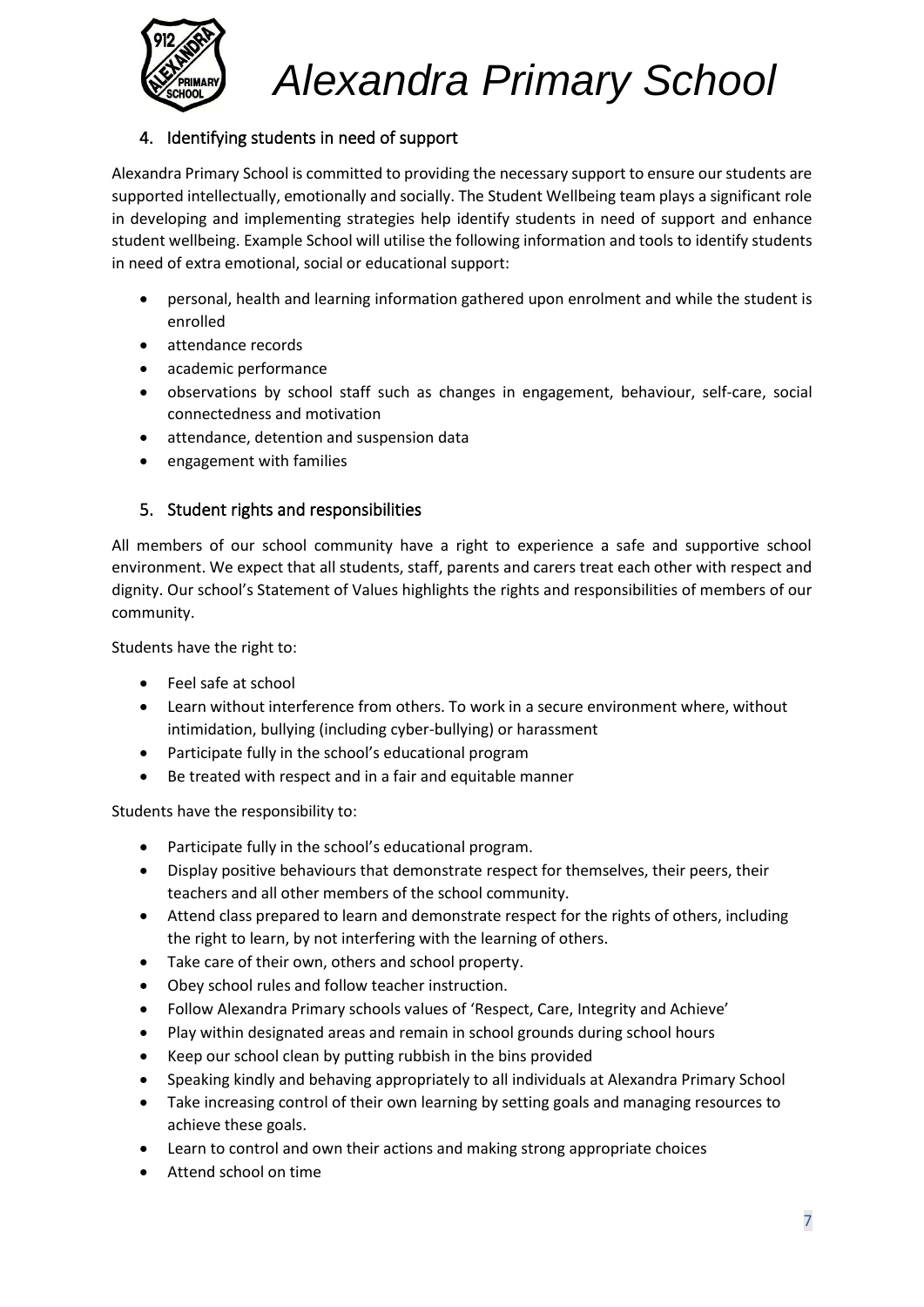## 4. Identifying students in need of support

Alexandra Primary School is committed to providing the necessary support to ensure our students are supported intellectually, emotionally and socially. The Student Wellbeing team plays a significant role in developing and implementing strategies help identify students in need of support and enhance student wellbeing. Example School will utilise the following information and tools to identify students in need of extra emotional, social or educational support:

- personal, health and learning information gathered upon enrolment and while the student is enrolled
- attendance records
- academic performance
- observations by school staff such as changes in engagement, behaviour, self-care, social connectedness and motivation
- attendance, detention and suspension data
- engagement with families

## 5. Student rights and responsibilities

All members of our school community have a right to experience a safe and supportive school environment. We expect that all students, staff, parents and carers treat each other with respect and dignity. Our school's Statement of Values highlights the rights and responsibilities of members of our community.

Students have the right to:

- Feel safe at school
- Learn without interference from others. To work in a secure environment where, without intimidation, bullying (including cyber-bullying) or harassment
- Participate fully in the school's educational program
- Be treated with respect and in a fair and equitable manner

Students have the responsibility to:

- Participate fully in the school's educational program.
- Display positive behaviours that demonstrate respect for themselves, their peers, their teachers and all other members of the school community.
- Attend class prepared to learn and demonstrate respect for the rights of others, including the right to learn, by not interfering with the learning of others.
- Take care of their own, others and school property.
- Obey school rules and follow teacher instruction.
- Follow Alexandra Primary schools values of 'Respect, Care, Integrity and Achieve'
- Play within designated areas and remain in school grounds during school hours
- Keep our school clean by putting rubbish in the bins provided
- Speaking kindly and behaving appropriately to all individuals at Alexandra Primary School
- Take increasing control of their own learning by setting goals and managing resources to achieve these goals.
- Learn to control and own their actions and making strong appropriate choices
- Attend school on time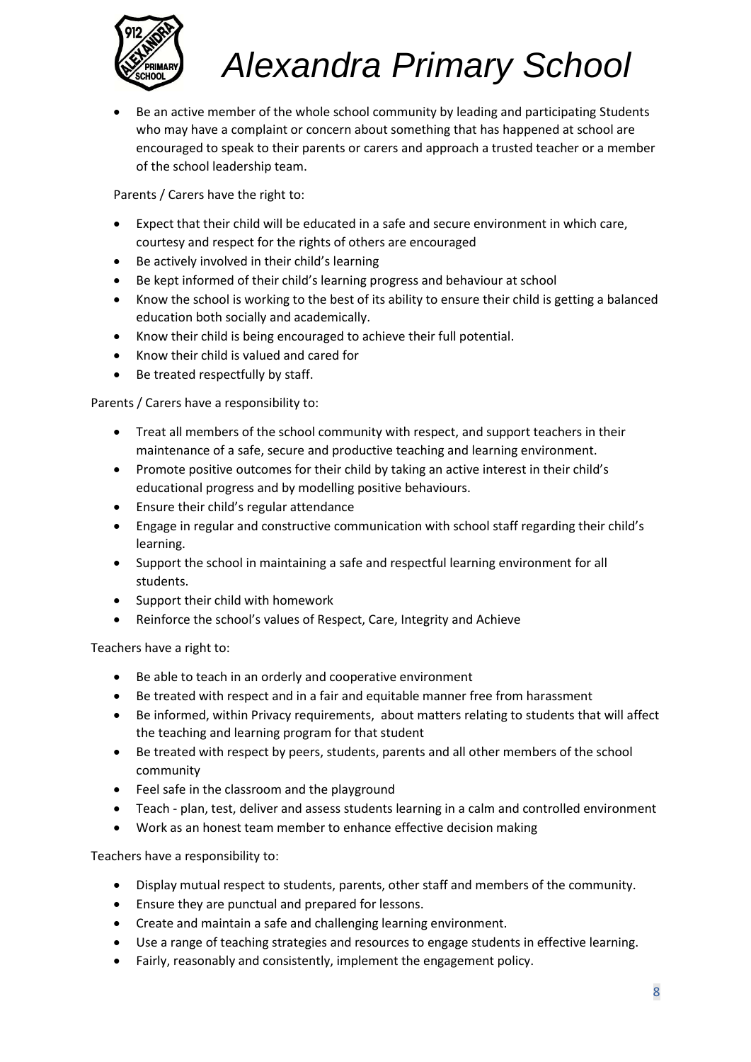- Be an active member of the whole school community by leading and participating Students who may have a complaint or concern about something that has happened at school are encouraged to speak to their parents or carers and approach a trusted teacher or a member of the school leadership team.

Parents / Carers have the right to:

- Expect that their child will be educated in a safe and secure environment in which care, courtesy and respect for the rights of others are encouraged
- Be actively involved in their child's learning
- Be kept informed of their child's learning progress and behaviour at school
- Know the school is working to the best of its ability to ensure their child is getting a balanced education both socially and academically.
- Know their child is being encouraged to achieve their full potential.
- Know their child is valued and cared for
- Be treated respectfully by staff.

Parents / Carers have a responsibility to:

- Treat all members of the school community with respect, and support teachers in their maintenance of a safe, secure and productive teaching and learning environment.
- Promote positive outcomes for their child by taking an active interest in their child's educational progress and by modelling positive behaviours.
- Ensure their child's regular attendance
- Engage in regular and constructive communication with school staff regarding their child's learning.
- Support the school in maintaining a safe and respectful learning environment for all students.
- Support their child with homework
- Reinforce the school's values of Respect, Care, Integrity and Achieve

Teachers have a right to:

- Be able to teach in an orderly and cooperative environment
- Be treated with respect and in a fair and equitable manner free from harassment
- Be informed, within Privacy requirements, about matters relating to students that will affect the teaching and learning program for that student
- Be treated with respect by peers, students, parents and all other members of the school community
- Feel safe in the classroom and the playground
- Teach - plan, test, deliver and assess students learning in a calm and controlled environment
- Work as an honest team member to enhance effective decision making

Teachers have a responsibility to:

- Display mutual respect to students, parents, other staff and members of the community.
- Ensure they are punctual and prepared for lessons.
- Create and maintain a safe and challenging learning environment.
- Use a range of teaching strategies and resources to engage students in effective learning.
- Fairly, reasonably and consistently, implement the engagement policy.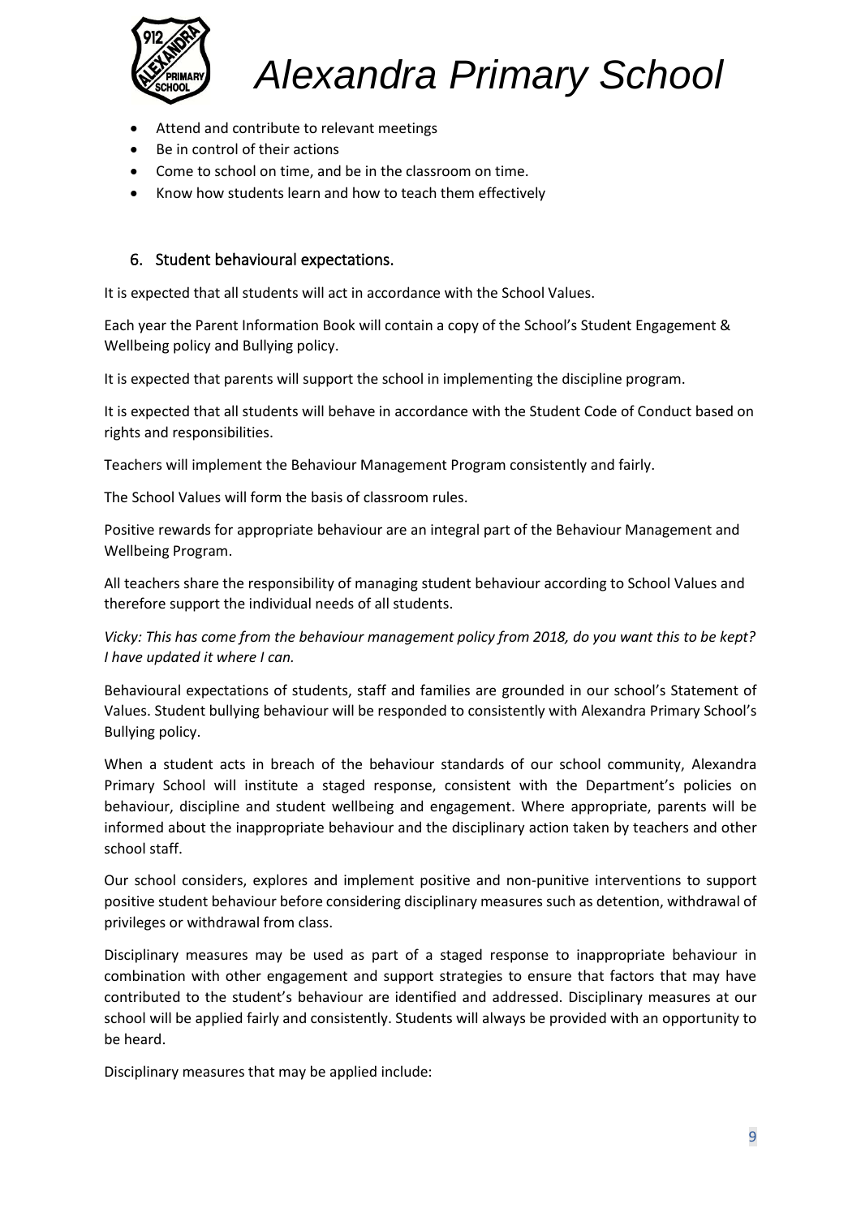- Attend and contribute to relevant meetings
- Be in control of their actions
- Come to school on time, and be in the classroom on time.
- Know how students learn and how to teach them effectively

## 6. Student behavioural expectations.

It is expected that all students will act in accordance with the School Values.

Each year the Parent Information Book will contain a copy of the School's Student Engagement & Wellbeing policy and Bullying policy.

It is expected that parents will support the school in implementing the discipline program.

It is expected that all students will behave in accordance with the Student Code of Conduct based on rights and responsibilities.

Teachers will implement the Behaviour Management Program consistently and fairly.

The School Values will form the basis of classroom rules.

Positive rewards for appropriate behaviour are an integral part of the Behaviour Management and Wellbeing Program.

All teachers share the responsibility of managing student behaviour according to School Values and therefore support the individual needs of all students.

*Vicky: This has come from the behaviour management policy from 2018, do you want this to be kept? I have updated it where I can.*

Behavioural expectations of students, staff and families are grounded in our school's Statement of Values. Student bullying behaviour will be responded to consistently with Alexandra Primary School's Bullying policy.

When a student acts in breach of the behaviour standards of our school community, Alexandra Primary School will institute a staged response, consistent with the Department's policies on behaviour, discipline and student wellbeing and engagement. Where appropriate, parents will be informed about the inappropriate behaviour and the disciplinary action taken by teachers and other school staff.

Our school considers, explores and implement positive and non-punitive interventions to support positive student behaviour before considering disciplinary measures such as detention, withdrawal of privileges or withdrawal from class.

Disciplinary measures may be used as part of a staged response to inappropriate behaviour in combination with other engagement and support strategies to ensure that factors that may have contributed to the student's behaviour are identified and addressed. Disciplinary measures at our school will be applied fairly and consistently. Students will always be provided with an opportunity to be heard.

Disciplinary measures that may be applied include: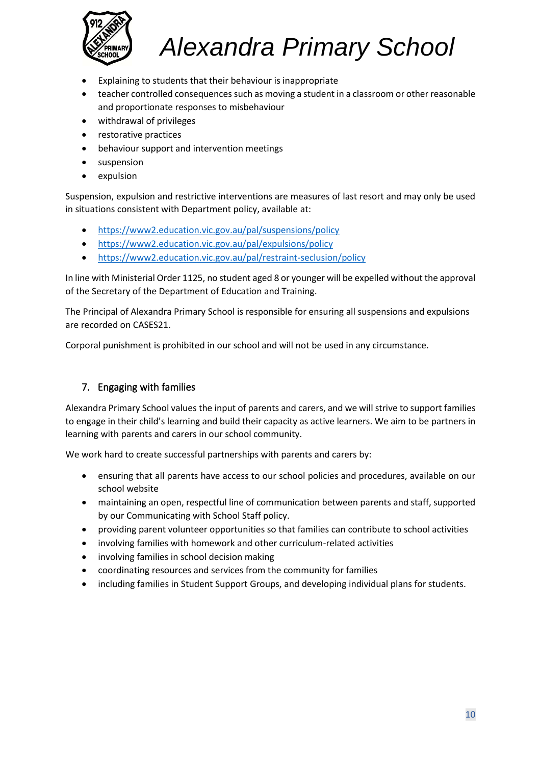- Explaining to students that their behaviour is inappropriate
- teacher controlled consequences such as moving a student in a classroom or other reasonable and proportionate responses to misbehaviour
- withdrawal of privileges
- restorative practices
- behaviour support and intervention meetings
- suspension
- expulsion

Suspension, expulsion and restrictive interventions are measures of last resort and may only be used in situations consistent with Department policy, available at:

- https://www2.education.vic.gov.au/pal/suspensions/policy
- https://www2.education.vic.gov.au/pal/expulsions/policy
- https://www2.education.vic.gov.au/pal/restraint-seclusion/policy

In line with Ministerial Order 1125, no student aged 8 or younger will be expelled without the approval of the Secretary of the Department of Education and Training.

The Principal of Alexandra Primary School is responsible for ensuring all suspensions and expulsions are recorded on CASES21.

Corporal punishment is prohibited in our school and will not be used in any circumstance.

## 7. Engaging with families

Alexandra Primary School values the input of parents and carers, and we will strive to support families to engage in their child's learning and build their capacity as active learners. We aim to be partners in learning with parents and carers in our school community.

We work hard to create successful partnerships with parents and carers by:

- ensuring that all parents have access to our school policies and procedures, available on our school website
- maintaining an open, respectful line of communication between parents and staff, supported by our Communicating with School Staff policy.
- providing parent volunteer opportunities so that families can contribute to school activities
- involving families with homework and other curriculum-related activities
- involving families in school decision making
- coordinating resources and services from the community for families
- including families in Student Support Groups, and developing individual plans for students.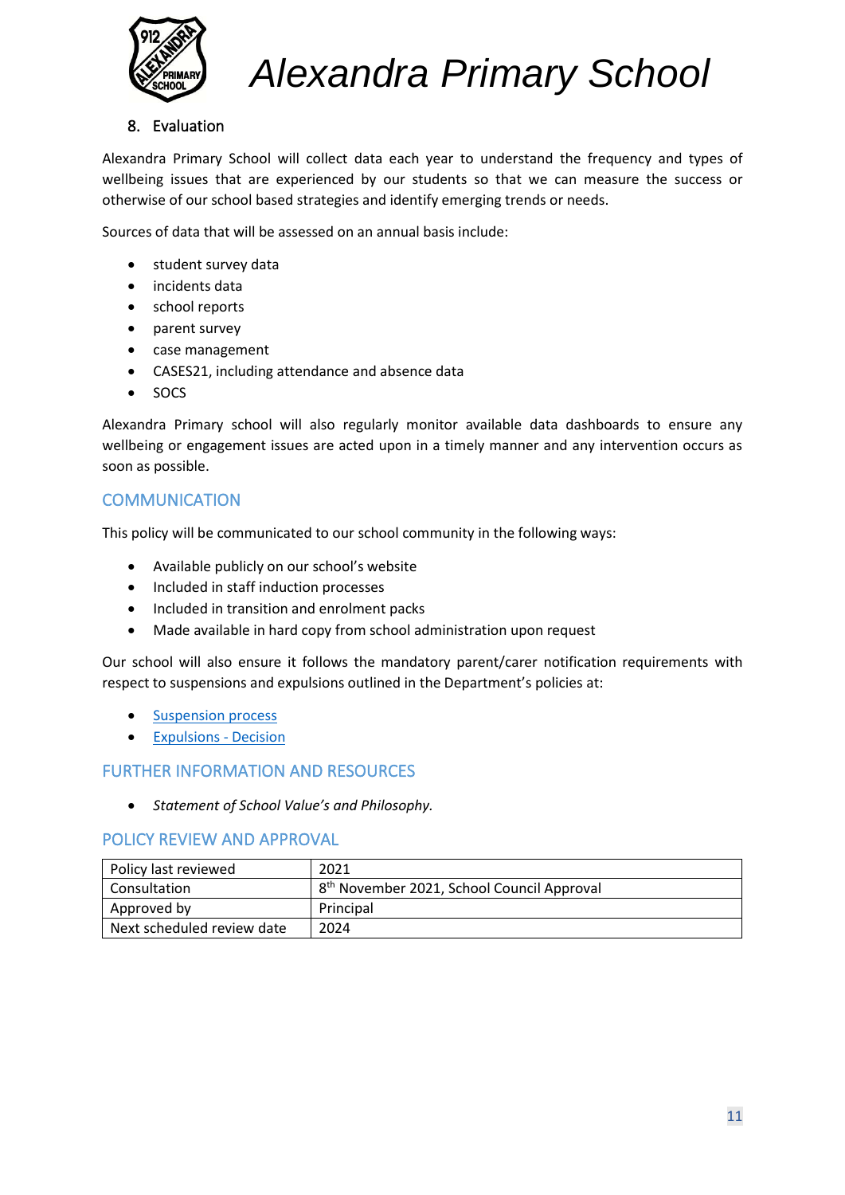## 8. Evaluation

Alexandra Primary School will collect data each year to understand the frequency and types of wellbeing issues that are experienced by our students so that we can measure the success or otherwise of our school based strategies and identify emerging trends or needs.

Sources of data that will be assessed on an annual basis include:

- student survey data
- incidents data
- school reports
- parent survey
- case management
- CASES21, including attendance and absence data
- SOCS

Alexandra Primary school will also regularly monitor available data dashboards to ensure any wellbeing or engagement issues are acted upon in a timely manner and any intervention occurs as soon as possible.

## COMMUNICATION

This policy will be communicated to our school community in the following ways:

- Available publicly on our school's website
- Included in staff induction processes
- Included in transition and enrolment packs
- Made available in hard copy from school administration upon request

Our school will also ensure it follows the mandatory parent/carer notification requirements with respect to suspensions and expulsions outlined in the Department's policies at:

- Suspension process
- Expulsions - Decision

## FURTHER INFORMATION AND RESOURCES

- *Statement of School Value's and Philosophy.*

## POLICY REVIEW AND APPROVAL

| | |
|---|---|
| Policy last reviewed | 2021 |
| Consultation | 8th November 2021, School Council Approval |
| Approved by | Principal |
| Next scheduled review date | 2024 |